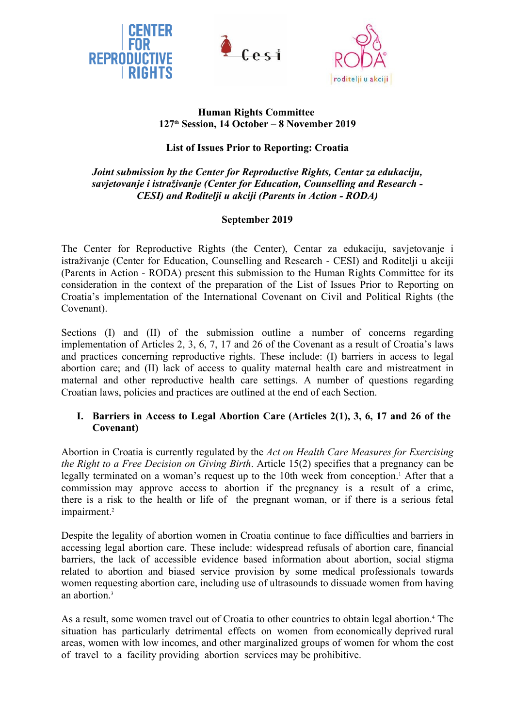**Human Rights Committee**
**127th Session, 14 October – 8 November 2019**

**List of Issues Prior to Reporting: Croatia**

***Joint submission by the Center for Reproductive Rights, Centar za edukaciju, savjetovanje i istraživanje (Center for Education, Counselling and Research - CESI) and Roditelji u akciji (Parents in Action - RODA)***

**September 2019**

The Center for Reproductive Rights (the Center), Centar za edukaciju, savjetovanje i istraživanje (Center for Education, Counselling and Research - CESI) and Roditelji u akciji (Parents in Action - RODA) present this submission to the Human Rights Committee for its consideration in the context of the preparation of the List of Issues Prior to Reporting on Croatia's implementation of the International Covenant on Civil and Political Rights (the Covenant).

Sections (I) and (II) of the submission outline a number of concerns regarding implementation of Articles 2, 3, 6, 7, 17 and 26 of the Covenant as a result of Croatia's laws and practices concerning reproductive rights. These include: (I) barriers in access to legal abortion care; and (II) lack of access to quality maternal health care and mistreatment in maternal and other reproductive health care settings. A number of questions regarding Croatian laws, policies and practices are outlined at the end of each Section.

## I. Barriers in Access to Legal Abortion Care (Articles 2(1), 3, 6, 17 and 26 of the Covenant)

Abortion in Croatia is currently regulated by the *Act on Health Care Measures for Exercising the Right to a Free Decision on Giving Birth*. Article 15(2) specifies that a pregnancy can be legally terminated on a woman's request up to the 10th week from conception.[1] After that a commission may approve access to abortion if the pregnancy is a result of a crime, there is a risk to the health or life of the pregnant woman, or if there is a serious fetal impairment.[2]

Despite the legality of abortion women in Croatia continue to face difficulties and barriers in accessing legal abortion care. These include: widespread refusals of abortion care, financial barriers, the lack of accessible evidence based information about abortion, social stigma related to abortion and biased service provision by some medical professionals towards women requesting abortion care, including use of ultrasounds to dissuade women from having an abortion.[3]

As a result, some women travel out of Croatia to other countries to obtain legal abortion.[4] The situation has particularly detrimental effects on women from economically deprived rural areas, women with low incomes, and other marginalized groups of women for whom the cost of travel to a facility providing abortion services may be prohibitive.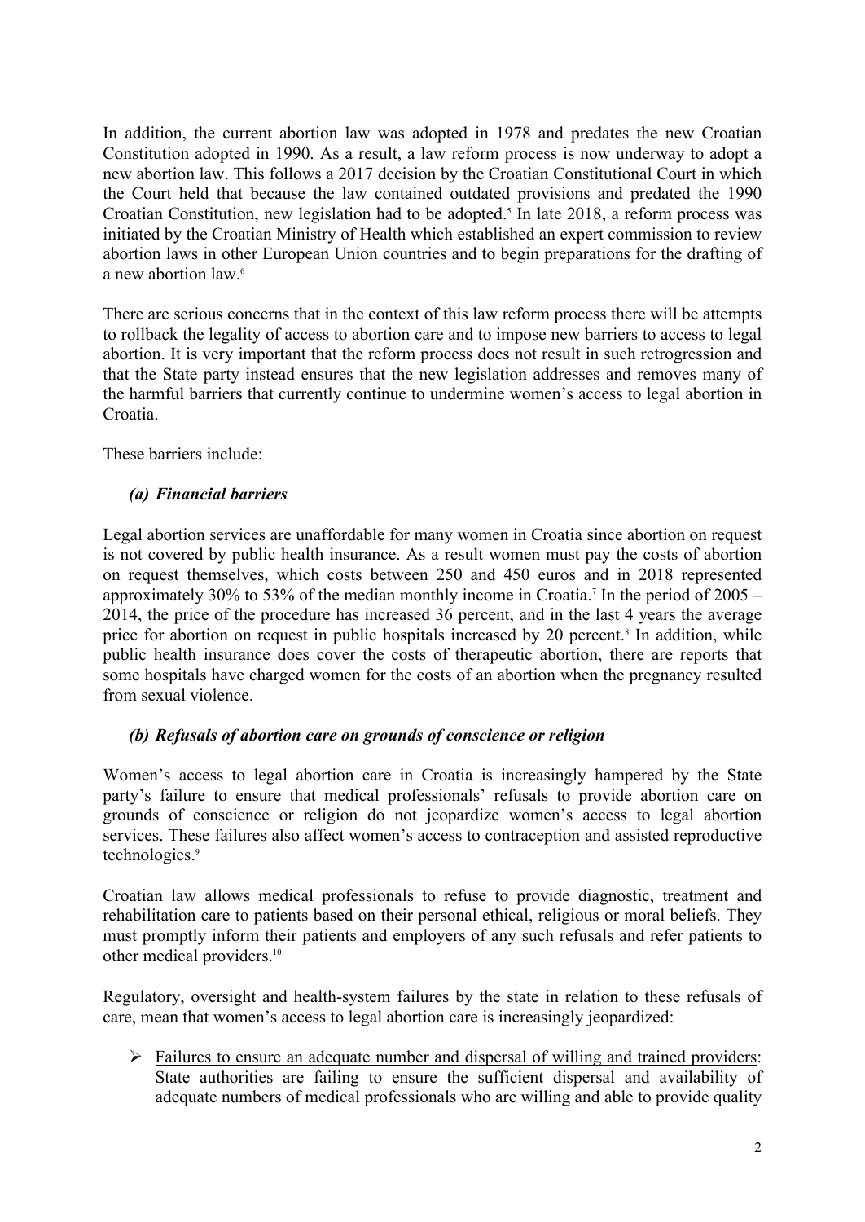In addition, the current abortion law was adopted in 1978 and predates the new Croatian Constitution adopted in 1990. As a result, a law reform process is now underway to adopt a new abortion law. This follows a 2017 decision by the Croatian Constitutional Court in which the Court held that because the law contained outdated provisions and predated the 1990 Croatian Constitution, new legislation had to be adopted.[5] In late 2018, a reform process was initiated by the Croatian Ministry of Health which established an expert commission to review abortion laws in other European Union countries and to begin preparations for the drafting of a new abortion law.[6]

There are serious concerns that in the context of this law reform process there will be attempts to rollback the legality of access to abortion care and to impose new barriers to access to legal abortion. It is very important that the reform process does not result in such retrogression and that the State party instead ensures that the new legislation addresses and removes many of the harmful barriers that currently continue to undermine women's access to legal abortion in Croatia.

These barriers include:

*(a) Financial barriers*

Legal abortion services are unaffordable for many women in Croatia since abortion on request is not covered by public health insurance. As a result women must pay the costs of abortion on request themselves, which costs between 250 and 450 euros and in 2018 represented approximately 30% to 53% of the median monthly income in Croatia.[7] In the period of 2005 – 2014, the price of the procedure has increased 36 percent, and in the last 4 years the average price for abortion on request in public hospitals increased by 20 percent.[8] In addition, while public health insurance does cover the costs of therapeutic abortion, there are reports that some hospitals have charged women for the costs of an abortion when the pregnancy resulted from sexual violence.

*(b) Refusals of abortion care on grounds of conscience or religion*

Women's access to legal abortion care in Croatia is increasingly hampered by the State party's failure to ensure that medical professionals' refusals to provide abortion care on grounds of conscience or religion do not jeopardize women's access to legal abortion services. These failures also affect women's access to contraception and assisted reproductive technologies.[9]

Croatian law allows medical professionals to refuse to provide diagnostic, treatment and rehabilitation care to patients based on their personal ethical, religious or moral beliefs. They must promptly inform their patients and employers of any such refusals and refer patients to other medical providers.[10]

Regulatory, oversight and health-system failures by the state in relation to these refusals of care, mean that women's access to legal abortion care is increasingly jeopardized:

- <u>Failures to ensure an adequate number and dispersal of willing and trained providers</u>: State authorities are failing to ensure the sufficient dispersal and availability of adequate numbers of medical professionals who are willing and able to provide quality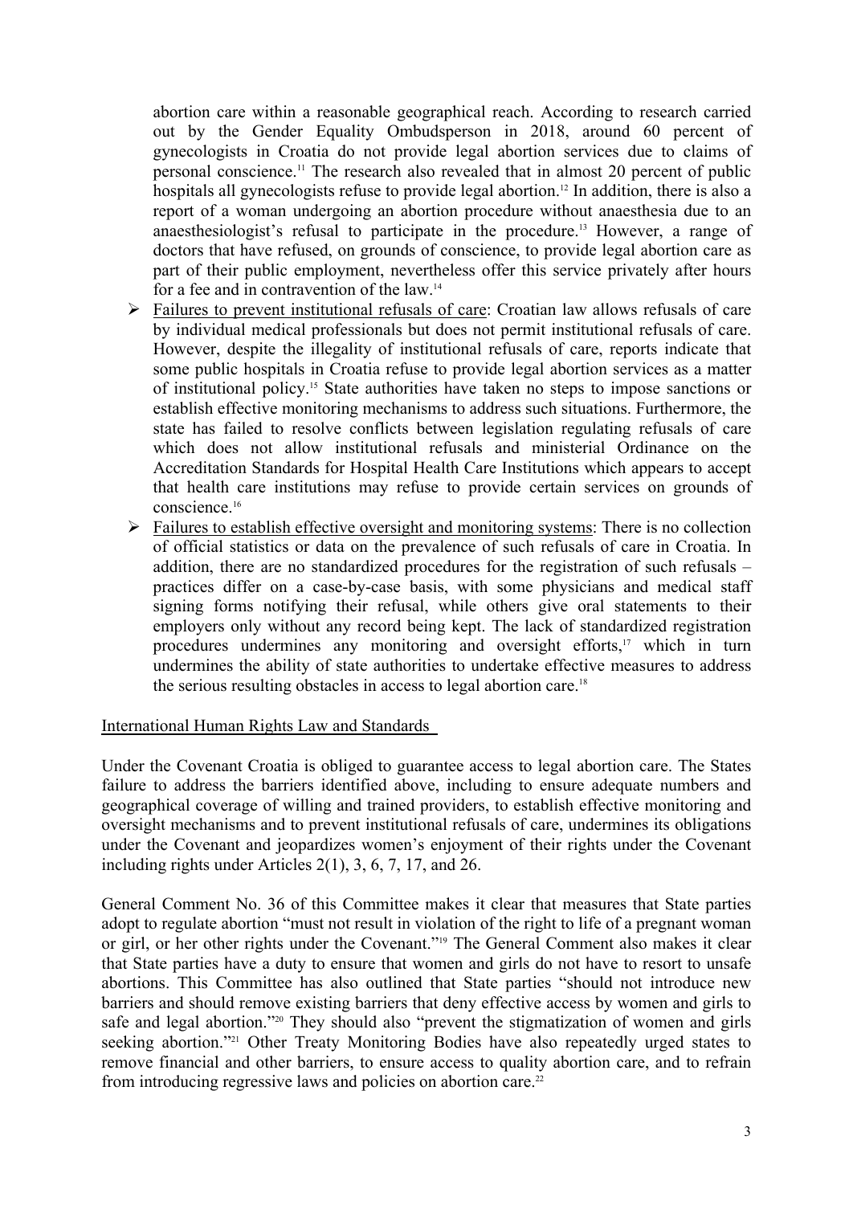abortion care within a reasonable geographical reach. According to research carried out by the Gender Equality Ombudsperson in 2018, around 60 percent of gynecologists in Croatia do not provide legal abortion services due to claims of personal conscience.[11] The research also revealed that in almost 20 percent of public hospitals all gynecologists refuse to provide legal abortion.[12] In addition, there is also a report of a woman undergoing an abortion procedure without anaesthesia due to an anaesthesiologist's refusal to participate in the procedure.[13] However, a range of doctors that have refused, on grounds of conscience, to provide legal abortion care as part of their public employment, nevertheless offer this service privately after hours for a fee and in contravention of the law.[14]

- Failures to prevent institutional refusals of care: Croatian law allows refusals of care by individual medical professionals but does not permit institutional refusals of care. However, despite the illegality of institutional refusals of care, reports indicate that some public hospitals in Croatia refuse to provide legal abortion services as a matter of institutional policy.[15] State authorities have taken no steps to impose sanctions or establish effective monitoring mechanisms to address such situations. Furthermore, the state has failed to resolve conflicts between legislation regulating refusals of care which does not allow institutional refusals and ministerial Ordinance on the Accreditation Standards for Hospital Health Care Institutions which appears to accept that health care institutions may refuse to provide certain services on grounds of conscience.[16]
- Failures to establish effective oversight and monitoring systems: There is no collection of official statistics or data on the prevalence of such refusals of care in Croatia. In addition, there are no standardized procedures for the registration of such refusals – practices differ on a case-by-case basis, with some physicians and medical staff signing forms notifying their refusal, while others give oral statements to their employers only without any record being kept. The lack of standardized registration procedures undermines any monitoring and oversight efforts,[17] which in turn undermines the ability of state authorities to undertake effective measures to address the serious resulting obstacles in access to legal abortion care.[18]

## International Human Rights Law and Standards

Under the Covenant Croatia is obliged to guarantee access to legal abortion care. The States failure to address the barriers identified above, including to ensure adequate numbers and geographical coverage of willing and trained providers, to establish effective monitoring and oversight mechanisms and to prevent institutional refusals of care, undermines its obligations under the Covenant and jeopardizes women's enjoyment of their rights under the Covenant including rights under Articles 2(1), 3, 6, 7, 17, and 26.

General Comment No. 36 of this Committee makes it clear that measures that State parties adopt to regulate abortion "must not result in violation of the right to life of a pregnant woman or girl, or her other rights under the Covenant."[19] The General Comment also makes it clear that State parties have a duty to ensure that women and girls do not have to resort to unsafe abortions. This Committee has also outlined that State parties "should not introduce new barriers and should remove existing barriers that deny effective access by women and girls to safe and legal abortion."[20] They should also "prevent the stigmatization of women and girls seeking abortion."[21] Other Treaty Monitoring Bodies have also repeatedly urged states to remove financial and other barriers, to ensure access to quality abortion care, and to refrain from introducing regressive laws and policies on abortion care.[22]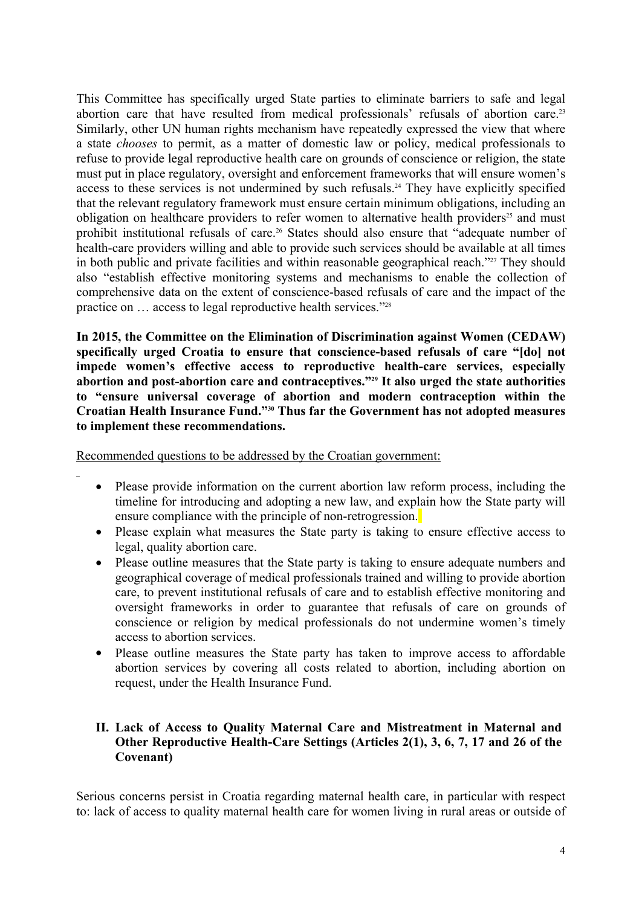This Committee has specifically urged State parties to eliminate barriers to safe and legal abortion care that have resulted from medical professionals' refusals of abortion care.[23] Similarly, other UN human rights mechanism have repeatedly expressed the view that where a state *chooses* to permit, as a matter of domestic law or policy, medical professionals to refuse to provide legal reproductive health care on grounds of conscience or religion, the state must put in place regulatory, oversight and enforcement frameworks that will ensure women's access to these services is not undermined by such refusals.[24] They have explicitly specified that the relevant regulatory framework must ensure certain minimum obligations, including an obligation on healthcare providers to refer women to alternative health providers[25] and must prohibit institutional refusals of care.[26] States should also ensure that "adequate number of health-care providers willing and able to provide such services should be available at all times in both public and private facilities and within reasonable geographical reach."[27] They should also "establish effective monitoring systems and mechanisms to enable the collection of comprehensive data on the extent of conscience-based refusals of care and the impact of the practice on … access to legal reproductive health services."[28]

**In 2015, the Committee on the Elimination of Discrimination against Women (CEDAW) specifically urged Croatia to ensure that conscience-based refusals of care "[do] not impede women's effective access to reproductive health-care services, especially abortion and post-abortion care and contraceptives."[29] It also urged the state authorities to "ensure universal coverage of abortion and modern contraception within the Croatian Health Insurance Fund."[30] Thus far the Government has not adopted measures to implement these recommendations.**

Recommended questions to be addressed by the Croatian government:

- Please provide information on the current abortion law reform process, including the timeline for introducing and adopting a new law, and explain how the State party will ensure compliance with the principle of non-retrogression.
- Please explain what measures the State party is taking to ensure effective access to legal, quality abortion care.
- Please outline measures that the State party is taking to ensure adequate numbers and geographical coverage of medical professionals trained and willing to provide abortion care, to prevent institutional refusals of care and to establish effective monitoring and oversight frameworks in order to guarantee that refusals of care on grounds of conscience or religion by medical professionals do not undermine women's timely access to abortion services.
- Please outline measures the State party has taken to improve access to affordable abortion services by covering all costs related to abortion, including abortion on request, under the Health Insurance Fund.

## II. Lack of Access to Quality Maternal Care and Mistreatment in Maternal and Other Reproductive Health-Care Settings (Articles 2(1), 3, 6, 7, 17 and 26 of the Covenant)

Serious concerns persist in Croatia regarding maternal health care, in particular with respect to: lack of access to quality maternal health care for women living in rural areas or outside of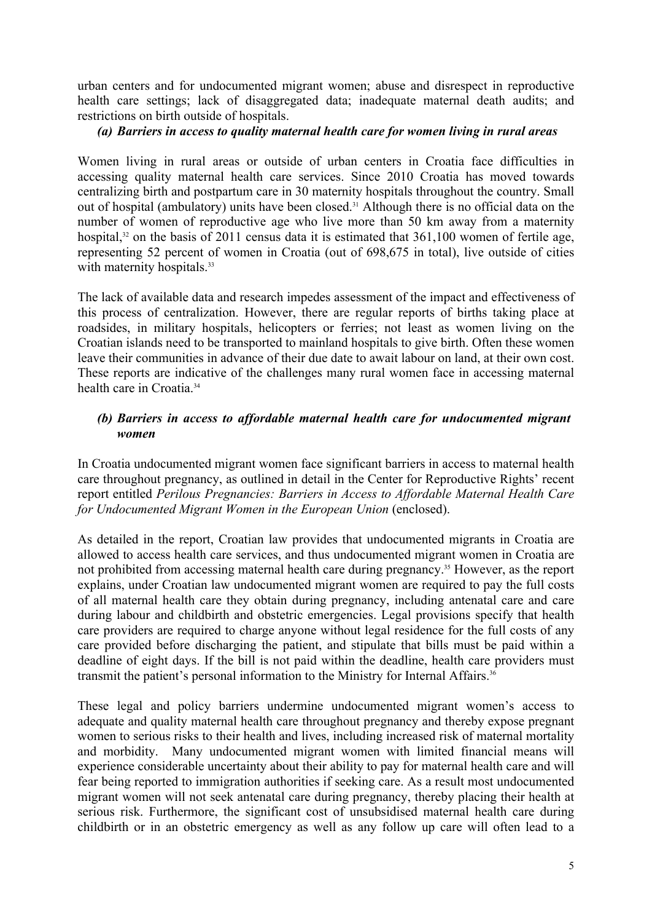urban centers and for undocumented migrant women; abuse and disrespect in reproductive health care settings; lack of disaggregated data; inadequate maternal death audits; and restrictions on birth outside of hospitals.

***(a) Barriers in access to quality maternal health care for women living in rural areas***

Women living in rural areas or outside of urban centers in Croatia face difficulties in accessing quality maternal health care services. Since 2010 Croatia has moved towards centralizing birth and postpartum care in 30 maternity hospitals throughout the country. Small out of hospital (ambulatory) units have been closed.[31] Although there is no official data on the number of women of reproductive age who live more than 50 km away from a maternity hospital,[32] on the basis of 2011 census data it is estimated that 361,100 women of fertile age, representing 52 percent of women in Croatia (out of 698,675 in total), live outside of cities with maternity hospitals.[33]

The lack of available data and research impedes assessment of the impact and effectiveness of this process of centralization. However, there are regular reports of births taking place at roadsides, in military hospitals, helicopters or ferries; not least as women living on the Croatian islands need to be transported to mainland hospitals to give birth. Often these women leave their communities in advance of their due date to await labour on land, at their own cost. These reports are indicative of the challenges many rural women face in accessing maternal health care in Croatia.[34]

***(b) Barriers in access to affordable maternal health care for undocumented migrant women***

In Croatia undocumented migrant women face significant barriers in access to maternal health care throughout pregnancy, as outlined in detail in the Center for Reproductive Rights' recent report entitled *Perilous Pregnancies: Barriers in Access to Affordable Maternal Health Care for Undocumented Migrant Women in the European Union* (enclosed).

As detailed in the report, Croatian law provides that undocumented migrants in Croatia are allowed to access health care services, and thus undocumented migrant women in Croatia are not prohibited from accessing maternal health care during pregnancy.[35] However, as the report explains, under Croatian law undocumented migrant women are required to pay the full costs of all maternal health care they obtain during pregnancy, including antenatal care and care during labour and childbirth and obstetric emergencies. Legal provisions specify that health care providers are required to charge anyone without legal residence for the full costs of any care provided before discharging the patient, and stipulate that bills must be paid within a deadline of eight days. If the bill is not paid within the deadline, health care providers must transmit the patient's personal information to the Ministry for Internal Affairs.[36]

These legal and policy barriers undermine undocumented migrant women's access to adequate and quality maternal health care throughout pregnancy and thereby expose pregnant women to serious risks to their health and lives, including increased risk of maternal mortality and morbidity. Many undocumented migrant women with limited financial means will experience considerable uncertainty about their ability to pay for maternal health care and will fear being reported to immigration authorities if seeking care. As a result most undocumented migrant women will not seek antenatal care during pregnancy, thereby placing their health at serious risk. Furthermore, the significant cost of unsubsidised maternal health care during childbirth or in an obstetric emergency as well as any follow up care will often lead to a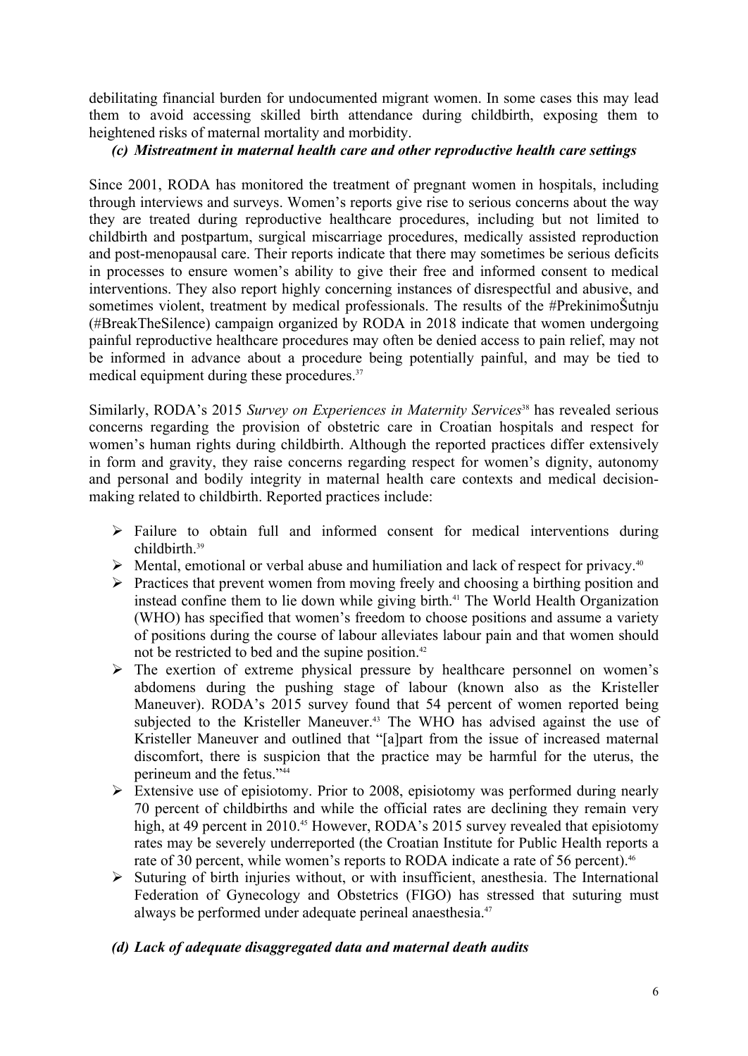debilitating financial burden for undocumented migrant women. In some cases this may lead them to avoid accessing skilled birth attendance during childbirth, exposing them to heightened risks of maternal mortality and morbidity.

### *(c) Mistreatment in maternal health care and other reproductive health care settings*

Since 2001, RODA has monitored the treatment of pregnant women in hospitals, including through interviews and surveys. Women's reports give rise to serious concerns about the way they are treated during reproductive healthcare procedures, including but not limited to childbirth and postpartum, surgical miscarriage procedures, medically assisted reproduction and post-menopausal care. Their reports indicate that there may sometimes be serious deficits in processes to ensure women's ability to give their free and informed consent to medical interventions. They also report highly concerning instances of disrespectful and abusive, and sometimes violent, treatment by medical professionals. The results of the #PrekinimoŠutnju (#BreakTheSilence) campaign organized by RODA in 2018 indicate that women undergoing painful reproductive healthcare procedures may often be denied access to pain relief, may not be informed in advance about a procedure being potentially painful, and may be tied to medical equipment during these procedures.[37]

Similarly, RODA's 2015 *Survey on Experiences in Maternity Services*[38] has revealed serious concerns regarding the provision of obstetric care in Croatian hospitals and respect for women's human rights during childbirth. Although the reported practices differ extensively in form and gravity, they raise concerns regarding respect for women's dignity, autonomy and personal and bodily integrity in maternal health care contexts and medical decision-making related to childbirth. Reported practices include:

- Failure to obtain full and informed consent for medical interventions during childbirth.[39]
- Mental, emotional or verbal abuse and humiliation and lack of respect for privacy.[40]
- Practices that prevent women from moving freely and choosing a birthing position and instead confine them to lie down while giving birth.[41] The World Health Organization (WHO) has specified that women's freedom to choose positions and assume a variety of positions during the course of labour alleviates labour pain and that women should not be restricted to bed and the supine position.[42]
- The exertion of extreme physical pressure by healthcare personnel on women's abdomens during the pushing stage of labour (known also as the Kristeller Maneuver). RODA's 2015 survey found that 54 percent of women reported being subjected to the Kristeller Maneuver.[43] The WHO has advised against the use of Kristeller Maneuver and outlined that "[a]part from the issue of increased maternal discomfort, there is suspicion that the practice may be harmful for the uterus, the perineum and the fetus."[44]
- Extensive use of episiotomy. Prior to 2008, episiotomy was performed during nearly 70 percent of childbirths and while the official rates are declining they remain very high, at 49 percent in 2010.[45] However, RODA's 2015 survey revealed that episiotomy rates may be severely underreported (the Croatian Institute for Public Health reports a rate of 30 percent, while women's reports to RODA indicate a rate of 56 percent).[46]
- Suturing of birth injuries without, or with insufficient, anesthesia. The International Federation of Gynecology and Obstetrics (FIGO) has stressed that suturing must always be performed under adequate perineal anaesthesia.[47]

### *(d) Lack of adequate disaggregated data and maternal death audits*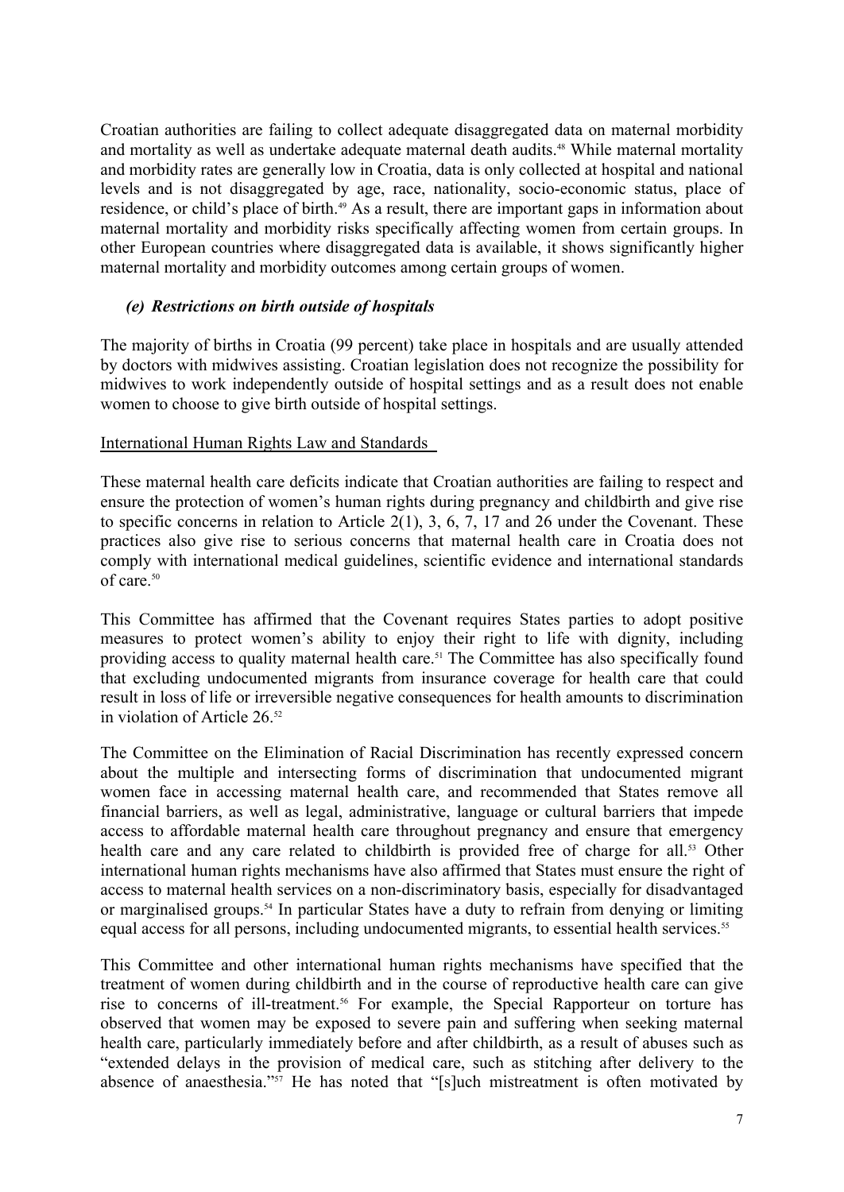Croatian authorities are failing to collect adequate disaggregated data on maternal morbidity and mortality as well as undertake adequate maternal death audits.[48] While maternal mortality and morbidity rates are generally low in Croatia, data is only collected at hospital and national levels and is not disaggregated by age, race, nationality, socio-economic status, place of residence, or child's place of birth.[49] As a result, there are important gaps in information about maternal mortality and morbidity risks specifically affecting women from certain groups. In other European countries where disaggregated data is available, it shows significantly higher maternal mortality and morbidity outcomes among certain groups of women.

### *(e) Restrictions on birth outside of hospitals*

The majority of births in Croatia (99 percent) take place in hospitals and are usually attended by doctors with midwives assisting. Croatian legislation does not recognize the possibility for midwives to work independently outside of hospital settings and as a result does not enable women to choose to give birth outside of hospital settings.

International Human Rights Law and Standards

These maternal health care deficits indicate that Croatian authorities are failing to respect and ensure the protection of women's human rights during pregnancy and childbirth and give rise to specific concerns in relation to Article 2(1), 3, 6, 7, 17 and 26 under the Covenant. These practices also give rise to serious concerns that maternal health care in Croatia does not comply with international medical guidelines, scientific evidence and international standards of care.[50]

This Committee has affirmed that the Covenant requires States parties to adopt positive measures to protect women's ability to enjoy their right to life with dignity, including providing access to quality maternal health care.[51] The Committee has also specifically found that excluding undocumented migrants from insurance coverage for health care that could result in loss of life or irreversible negative consequences for health amounts to discrimination in violation of Article 26.[52]

The Committee on the Elimination of Racial Discrimination has recently expressed concern about the multiple and intersecting forms of discrimination that undocumented migrant women face in accessing maternal health care, and recommended that States remove all financial barriers, as well as legal, administrative, language or cultural barriers that impede access to affordable maternal health care throughout pregnancy and ensure that emergency health care and any care related to childbirth is provided free of charge for all.[53] Other international human rights mechanisms have also affirmed that States must ensure the right of access to maternal health services on a non-discriminatory basis, especially for disadvantaged or marginalised groups.[54] In particular States have a duty to refrain from denying or limiting equal access for all persons, including undocumented migrants, to essential health services.[55]

This Committee and other international human rights mechanisms have specified that the treatment of women during childbirth and in the course of reproductive health care can give rise to concerns of ill-treatment.[56] For example, the Special Rapporteur on torture has observed that women may be exposed to severe pain and suffering when seeking maternal health care, particularly immediately before and after childbirth, as a result of abuses such as "extended delays in the provision of medical care, such as stitching after delivery to the absence of anaesthesia."[57] He has noted that "[s]uch mistreatment is often motivated by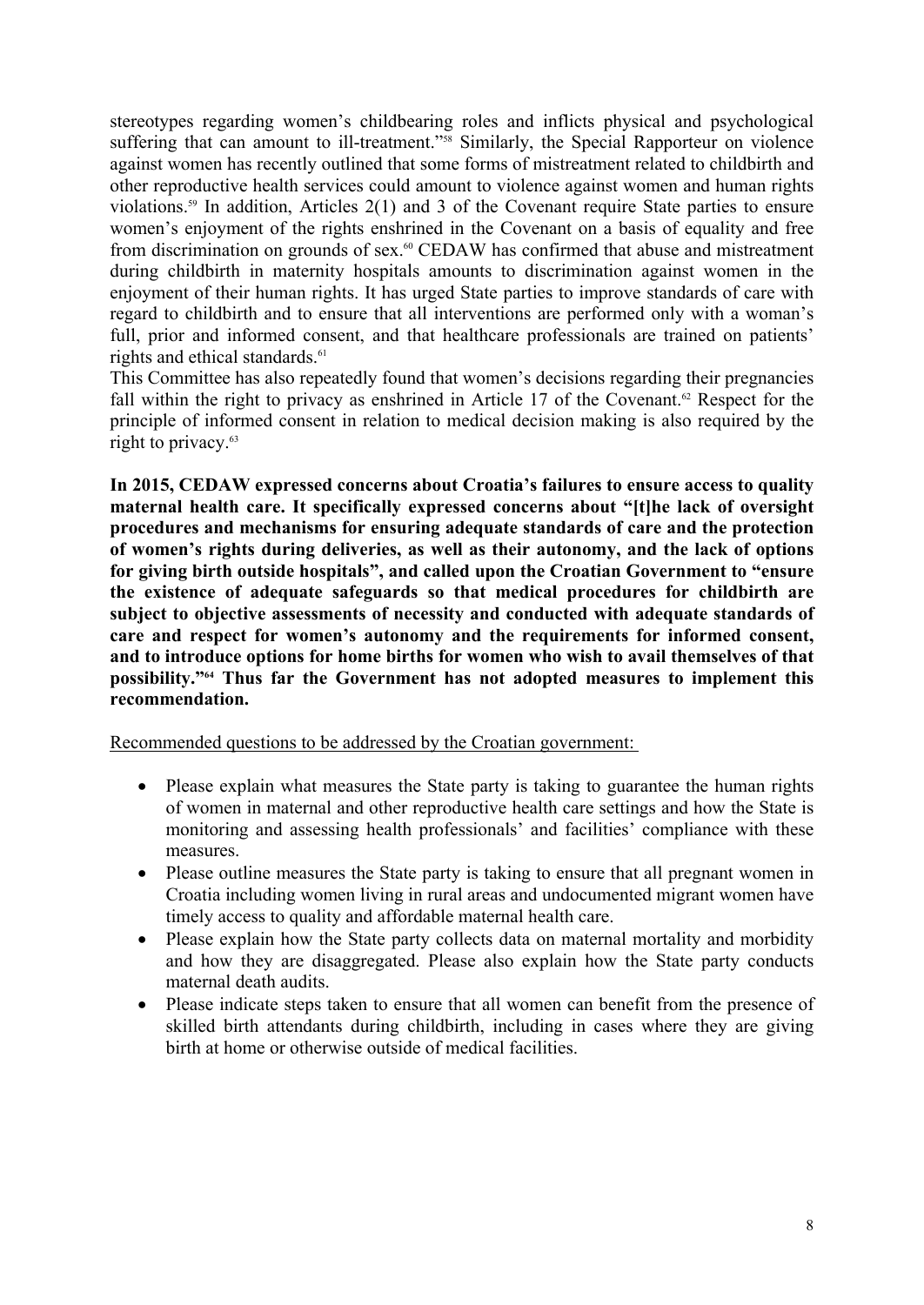stereotypes regarding women's childbearing roles and inflicts physical and psychological suffering that can amount to ill-treatment."[58] Similarly, the Special Rapporteur on violence against women has recently outlined that some forms of mistreatment related to childbirth and other reproductive health services could amount to violence against women and human rights violations.[59] In addition, Articles 2(1) and 3 of the Covenant require State parties to ensure women's enjoyment of the rights enshrined in the Covenant on a basis of equality and free from discrimination on grounds of sex.[60] CEDAW has confirmed that abuse and mistreatment during childbirth in maternity hospitals amounts to discrimination against women in the enjoyment of their human rights. It has urged State parties to improve standards of care with regard to childbirth and to ensure that all interventions are performed only with a woman's full, prior and informed consent, and that healthcare professionals are trained on patients' rights and ethical standards.[61]

This Committee has also repeatedly found that women's decisions regarding their pregnancies fall within the right to privacy as enshrined in Article 17 of the Covenant.[62] Respect for the principle of informed consent in relation to medical decision making is also required by the right to privacy.[63]

**In 2015, CEDAW expressed concerns about Croatia's failures to ensure access to quality maternal health care. It specifically expressed concerns about "[t]he lack of oversight procedures and mechanisms for ensuring adequate standards of care and the protection of women's rights during deliveries, as well as their autonomy, and the lack of options for giving birth outside hospitals", and called upon the Croatian Government to "ensure the existence of adequate safeguards so that medical procedures for childbirth are subject to objective assessments of necessity and conducted with adequate standards of care and respect for women's autonomy and the requirements for informed consent, and to introduce options for home births for women who wish to avail themselves of that possibility."[64] Thus far the Government has not adopted measures to implement this recommendation.**

Recommended questions to be addressed by the Croatian government:

- Please explain what measures the State party is taking to guarantee the human rights of women in maternal and other reproductive health care settings and how the State is monitoring and assessing health professionals' and facilities' compliance with these measures.
- Please outline measures the State party is taking to ensure that all pregnant women in Croatia including women living in rural areas and undocumented migrant women have timely access to quality and affordable maternal health care.
- Please explain how the State party collects data on maternal mortality and morbidity and how they are disaggregated. Please also explain how the State party conducts maternal death audits.
- Please indicate steps taken to ensure that all women can benefit from the presence of skilled birth attendants during childbirth, including in cases where they are giving birth at home or otherwise outside of medical facilities.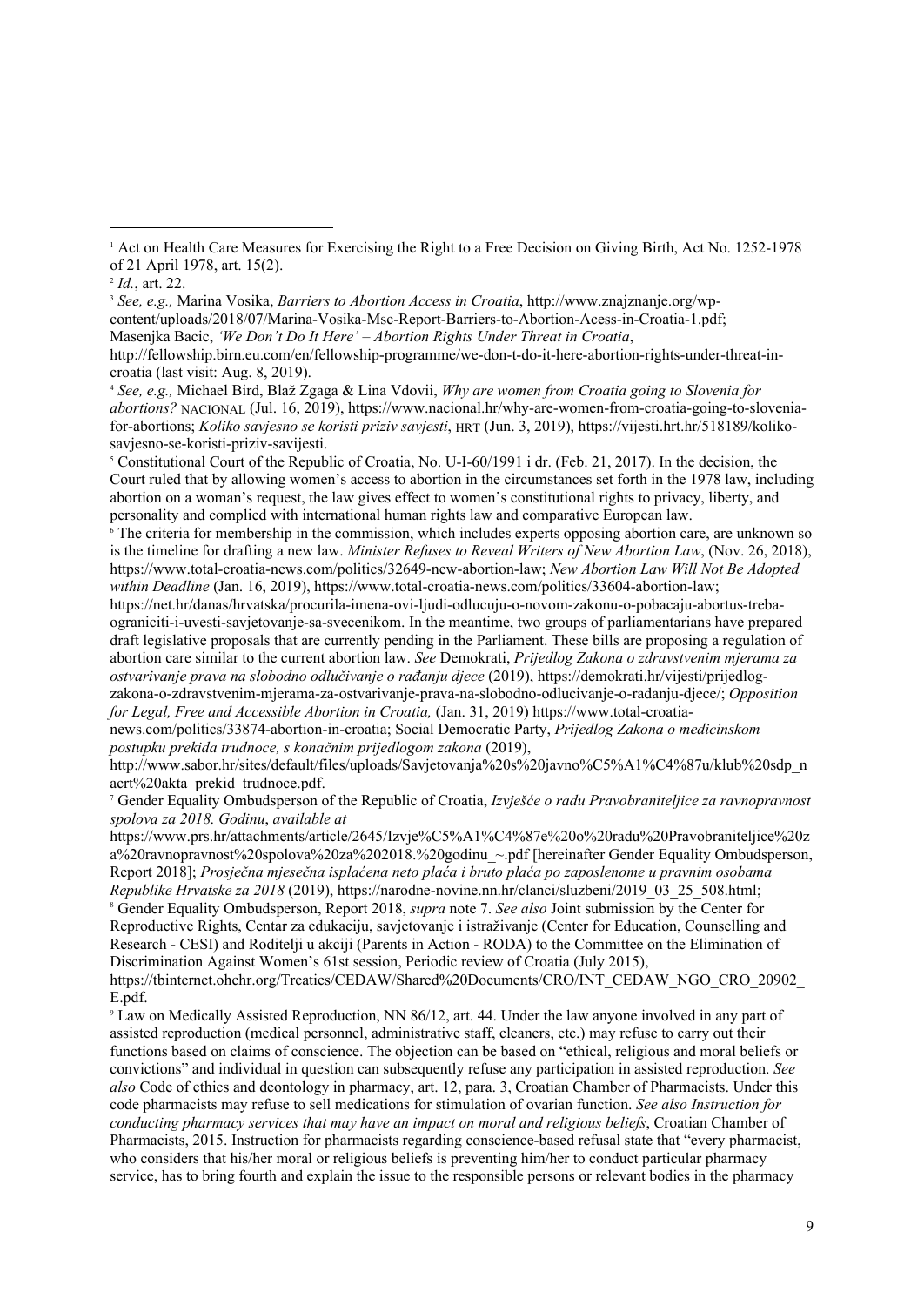[1] Act on Health Care Measures for Exercising the Right to a Free Decision on Giving Birth, Act No. 1252-1978 of 21 April 1978, art. 15(2).

[2] *Id.*, art. 22.

[3] *See, e.g.,* Marina Vosika, *Barriers to Abortion Access in Croatia*, http://www.znajznanje.org/wp-content/uploads/2018/07/Marina-Vosika-Msc-Report-Barriers-to-Abortion-Acess-in-Croatia-1.pdf; Masenjka Bacic, *'We Don't Do It Here' – Abortion Rights Under Threat in Croatia*, http://fellowship.birn.eu.com/en/fellowship-programme/we-don-t-do-it-here-abortion-rights-under-threat-in-croatia (last visit: Aug. 8, 2019).

[4] *See, e.g.,* Michael Bird, Blaž Zgaga & Lina Vdovii, *Why are women from Croatia going to Slovenia for abortions?* NACIONAL (Jul. 16, 2019), https://www.nacional.hr/why-are-women-from-croatia-going-to-slovenia-for-abortions; *Koliko savjesno se koristi priziv savjesti*, HRT (Jun. 3, 2019), https://vijesti.hrt.hr/518189/koliko-savjesno-se-koristi-priziv-savjesti.

[5] Constitutional Court of the Republic of Croatia, No. U-I-60/1991 i dr. (Feb. 21, 2017). In the decision, the Court ruled that by allowing women's access to abortion in the circumstances set forth in the 1978 law, including abortion on a woman's request, the law gives effect to women's constitutional rights to privacy, liberty, and personality and complied with international human rights law and comparative European law.

[6] The criteria for membership in the commission, which includes experts opposing abortion care, are unknown so is the timeline for drafting a new law. *Minister Refuses to Reveal Writers of New Abortion Law*, (Nov. 26, 2018), https://www.total-croatia-news.com/politics/32649-new-abortion-law; *New Abortion Law Will Not Be Adopted within Deadline* (Jan. 16, 2019), https://www.total-croatia-news.com/politics/33604-abortion-law; https://net.hr/danas/hrvatska/procurila-imena-ovi-ljudi-odlucuju-o-novom-zakonu-o-pobacaju-abortus-treba-ograniciti-i-uvesti-savjetovanje-sa-svecenikom. In the meantime, two groups of parliamentarians have prepared draft legislative proposals that are currently pending in the Parliament. These bills are proposing a regulation of abortion care similar to the current abortion law. *See* Demokrati, *Prijedlog Zakona o zdravstvenim mjerama za ostvarivanje prava na slobodno odlučivanje o rađanju djece* (2019), https://demokrati.hr/vijesti/prijedlog-zakona-o-zdravstvenim-mjerama-za-ostvarivanje-prava-na-slobodno-odlucivanje-o-radanju-djece/; *Opposition for Legal, Free and Accessible Abortion in Croatia,* (Jan. 31, 2019) https://www.total-croatia-news.com/politics/33874-abortion-in-croatia; Social Democratic Party, *Prijedlog Zakona o medicinskom postupku prekida trudnoce, s konačnim prijedlogom zakona* (2019), http://www.sabor.hr/sites/default/files/uploads/Savjetovanja%20s%20javno%C5%A1%C4%87u/klub%20sdp_nacrt%20akta_prekid_trudnoce.pdf.

[7] Gender Equality Ombudsperson of the Republic of Croatia, *Izvješće o radu Pravobraniteljice za ravnopravnost spolova za 2018. Godinu*, *available at* https://www.prs.hr/attachments/article/2645/Izvje%C5%A1%C4%87e%20o%20radu%20Pravobraniteljice%20za%20ravnopravnost%20spolova%20za%202018.%20godinu_~.pdf [hereinafter Gender Equality Ombudsperson, Report 2018]; *Prosječna mjesečna isplaćena neto plaća i bruto plaća po zaposlenome u pravnim osobama Republike Hrvatske za 2018* (2019), https://narodne-novine.nn.hr/clanci/sluzbeni/2019_03_25_508.html;

[8] Gender Equality Ombudsperson, Report 2018, *supra* note 7. *See also* Joint submission by the Center for Reproductive Rights, Centar za edukaciju, savjetovanje i istraživanje (Center for Education, Counselling and Research - CESI) and Roditelji u akciji (Parents in Action - RODA) to the Committee on the Elimination of Discrimination Against Women's 61st session, Periodic review of Croatia (July 2015), https://tbinternet.ohchr.org/Treaties/CEDAW/Shared%20Documents/CRO/INT_CEDAW_NGO_CRO_20902_E.pdf.

[9] Law on Medically Assisted Reproduction, NN 86/12, art. 44. Under the law anyone involved in any part of assisted reproduction (medical personnel, administrative staff, cleaners, etc.) may refuse to carry out their functions based on claims of conscience. The objection can be based on "ethical, religious and moral beliefs or convictions" and individual in question can subsequently refuse any participation in assisted reproduction. *See also* Code of ethics and deontology in pharmacy, art. 12, para. 3, Croatian Chamber of Pharmacists. Under this code pharmacists may refuse to sell medications for stimulation of ovarian function. *See also Instruction for conducting pharmacy services that may have an impact on moral and religious beliefs*, Croatian Chamber of Pharmacists, 2015. Instruction for pharmacists regarding conscience-based refusal state that "every pharmacist, who considers that his/her moral or religious beliefs is preventing him/her to conduct particular pharmacy service, has to bring fourth and explain the issue to the responsible persons or relevant bodies in the pharmacy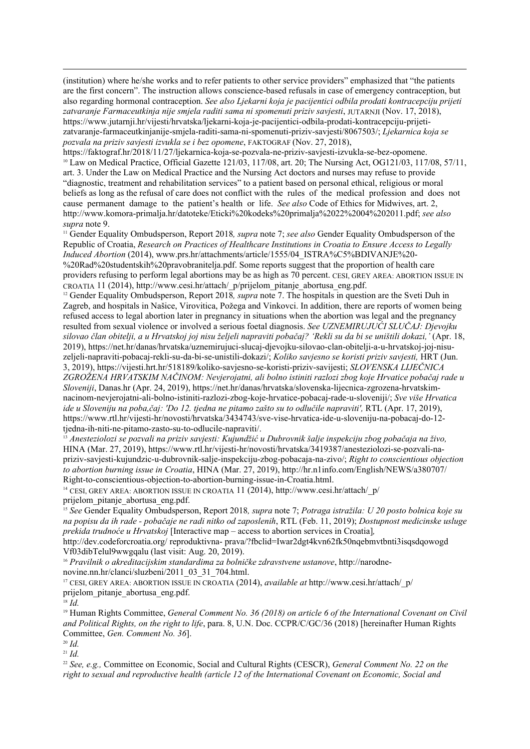(institution) where he/she works and to refer patients to other service providers" emphasized that "the patients are the first concern". The instruction allows conscience-based refusals in case of emergency contraception, but also regarding hormonal contraception. *See also Ljekarni koja je pacijentici odbila prodati kontracepciju prijeti zatvaranje Farmaceutkinja nije smjela raditi sama ni spomenuti priziv savjesti*, JUTARNJI (Nov. 17, 2018), https://www.jutarnji.hr/vijesti/hrvatska/ljekarni-koja-je-pacijentici-odbila-prodati-kontracepciju-prijeti-zatvaranje-farmaceutkinjanije-smjela-raditi-sama-ni-spomenuti-priziv-savjesti/8067503/; *Ljekarnica koja se pozvala na priziv savjesti izvukla se i bez opomene*, FAKTOGRAF (Nov. 27, 2018), https://faktograf.hr/2018/11/27/ljekarnica-koja-se-pozvala-ne-priziv-savjesti-izvukla-se-bez-opomene.

[10] Law on Medical Practice, Official Gazette 121/03, 117/08, art. 20; The Nursing Act, OG121/03, 117/08, 57/11, art. 3. Under the Law on Medical Practice and the Nursing Act doctors and nurses may refuse to provide "diagnostic, treatment and rehabilitation services" to a patient based on personal ethical, religious or moral beliefs as long as the refusal of care does not conflict with the rules of the medical profession and does not cause permanent damage to the patient's health or life. *See also* Code of Ethics for Midwives, art. 2, http://www.komora-primalja.hr/datoteke/Eticki%20kodeks%20primalja%2022%2004%202011.pdf; *see also supra* note 9.

[11] Gender Equality Ombudsperson, Report 2018*, supra* note 7; *see also* Gender Equality Ombudsperson of the Republic of Croatia, *Research on Practices of Healthcare Institutions in Croatia to Ensure Access to Legally Induced Abortion* (2014), www.prs.hr/attachments/article/1555/04_ISTRA%C5%BDIVANJE%20-%20Rad%20studentskih%20pravobranitelja.pdf. Some reports suggest that the proportion of health care providers refusing to perform legal abortions may be as high as 70 percent. CESI, GREY AREA: ABORTION ISSUE IN CROATIA 11 (2014), http://www.cesi.hr/attach/_p/prijelom_pitanje_abortusa_eng.pdf.

[12] Gender Equality Ombudsperson, Report 2018*, supra* note 7. The hospitals in question are the Sveti Duh in Zagreb, and hospitals in Našice, Virovitica, Požega and Vinkovci. In addition, there are reports of women being refused access to legal abortion later in pregnancy in situations when the abortion was legal and the pregnancy resulted from sexual violence or involved a serious foetal diagnosis. *See UZNEMIRUJUĆI SLUČAJ: Djevojku silovao član obitelji, a u Hrvatskoj joj nisu željeli napraviti pobačaj? 'Rekli su da bi se uništili dokazi,'* (Apr. 18, 2019), https://net.hr/danas/hrvatska/uznemirujuci-slucaj-djevojku-silovao-clan-obitelji-a-u-hrvatskoj-joj-nisu-zeljeli-napraviti-pobacaj-rekli-su-da-bi-se-unistili-dokazi/; *Koliko savjesno se koristi priziv savjesti,* HRT (Jun. 3, 2019), https://vijesti.hrt.hr/518189/koliko-savjesno-se-koristi-priziv-savijesti; *SLOVENSKA LIJEČNICA ZGROŽENA HRVATSKIM NAČINOM: Nevjerojatni, ali bolno istiniti razlozi zbog koje Hrvatice pobačaj rade u Sloveniji*, Danas.hr (Apr. 24, 2019), https://net.hr/danas/hrvatska/slovenska-lijecnica-zgrozena-hrvatskim-nacinom-nevjerojatni-ali-bolno-istiniti-razlozi-zbog-koje-hrvatice-pobacaj-rade-u-sloveniji/; *Sve više Hrvatica ide u Sloveniju na poba,čaj: 'Do 12. tjedna ne pitamo zašto su to odlučile napraviti',* RTL (Apr. 17, 2019), https://www.rtl.hr/vijesti-hr/novosti/hrvatska/3434743/sve-vise-hrvatica-ide-u-sloveniju-na-pobacaj-do-12-tjedna-ih-niti-ne-pitamo-zasto-su-to-odlucile-napraviti/.

[13] *Anesteziolozi se pozvali na priziv savjesti: Kujundžić u Dubrovnik šalje inspekciju zbog pobačaja na živo,* HINA (Mar. 27, 2019), https://www.rtl.hr/vijesti-hr/novosti/hrvatska/3419387/anesteziolozi-se-pozvali-na-priziv-savjesti-kujundzic-u-dubrovnik-salje-inspekciju-zbog-pobacaja-na-zivo/; *Right to conscientious objection to abortion burning issue in Croatia*, HINA (Mar. 27, 2019), http://hr.n1info.com/English/NEWS/a380707/Right-to-conscientious-objection-to-abortion-burning-issue-in-Croatia.html.

[14] CESI, GREY AREA: ABORTION ISSUE IN CROATIA 11 (2014), http://www.cesi.hr/attach/_p/prijelom_pitanje_abortusa_eng.pdf.

[15] *See* Gender Equality Ombudsperson, Report 2018*, supra* note 7; *Potraga istražila: U 20 posto bolnica koje su na popisu da ih rade - pobačaje ne radi nitko od zaposlenih*, RTL (Feb. 11, 2019); *Dostupnost medicinske usluge prekida trudnoće u Hrvatskoj* [Interactive map – access to abortion services in Croatia]*,* http://dev.codeforcroatia.org/ reproduktivna- prava/?fbclid=Iwar2dgt4kvn62fk50nqebmvtbnti3isqsdqowogd Vf03dibTelul9wwgqalu (last visit: Aug. 20, 2019).

[16] *Pravilnik o akreditacijskim standardima za bolničke zdravstvene ustanove*, http://narodne-novine.nn.hr/clanci/sluzbeni/2011_03_31_704.html.

[17] CESI, GREY AREA: ABORTION ISSUE IN CROATIA (2014), *available at* http://www.cesi.hr/attach/_p/prijelom_pitanje_abortusa_eng.pdf.

[18] *Id.*

[19] Human Rights Committee, *General Comment No. 36 (2018) on article 6 of the International Covenant on Civil and Political Rights, on the right to life*, para. 8, U.N. Doc. CCPR/C/GC/36 (2018) [hereinafter Human Rights Committee, *Gen. Comment No. 36*].

[20] *Id.*

[21] *Id.*

[22] *See, e.g.,* Committee on Economic, Social and Cultural Rights (CESCR), *General Comment No. 22 on the right to sexual and reproductive health (article 12 of the International Covenant on Economic, Social and*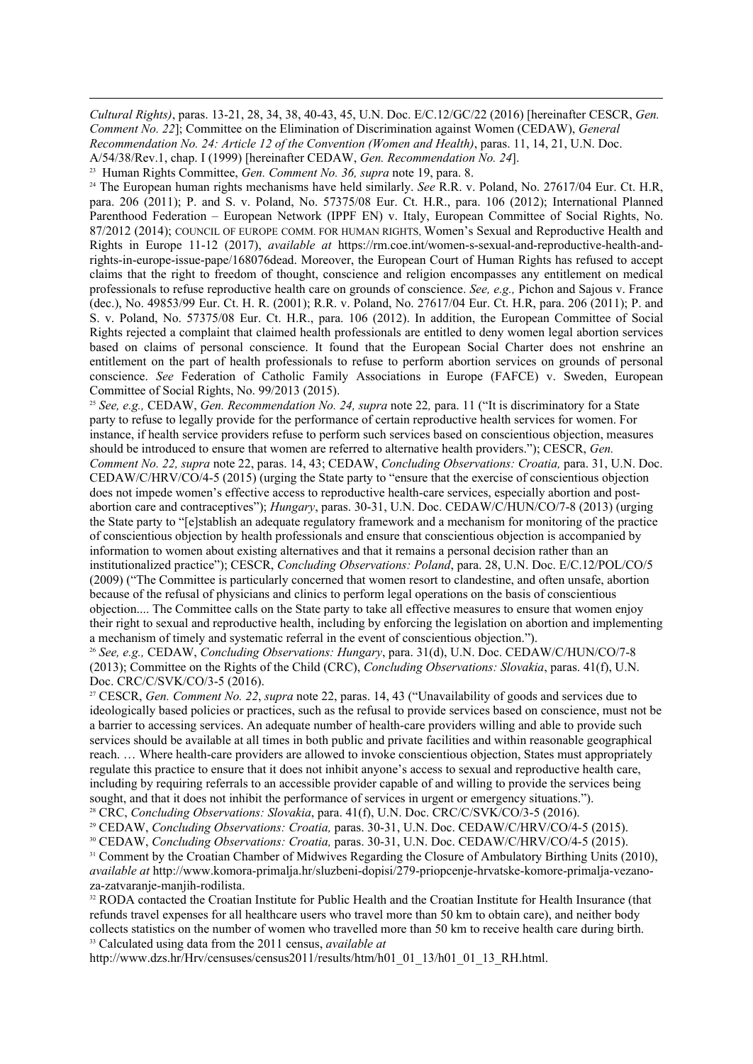*Cultural Rights)*, paras. 13-21, 28, 34, 38, 40-43, 45, U.N. Doc. E/C.12/GC/22 (2016) [hereinafter CESCR, *Gen. Comment No. 22*]; Committee on the Elimination of Discrimination against Women (CEDAW), *General Recommendation No. 24: Article 12 of the Convention (Women and Health)*, paras. 11, 14, 21, U.N. Doc. A/54/38/Rev.1, chap. I (1999) [hereinafter CEDAW, *Gen. Recommendation No. 24*].

[23] Human Rights Committee, *Gen. Comment No. 36, supra* note 19, para. 8.

[24] The European human rights mechanisms have held similarly. *See* R.R. v. Poland, No. 27617/04 Eur. Ct. H.R, para. 206 (2011); P. and S. v. Poland, No. 57375/08 Eur. Ct. H.R., para. 106 (2012); International Planned Parenthood Federation – European Network (IPPF EN) v. Italy, European Committee of Social Rights, No. 87/2012 (2014); COUNCIL OF EUROPE COMM. FOR HUMAN RIGHTS, Women's Sexual and Reproductive Health and Rights in Europe 11-12 (2017), *available at* https://rm.coe.int/women-s-sexual-and-reproductive-health-and-rights-in-europe-issue-pape/168076dead. Moreover, the European Court of Human Rights has refused to accept claims that the right to freedom of thought, conscience and religion encompasses any entitlement on medical professionals to refuse reproductive health care on grounds of conscience. *See, e.g.,* Pichon and Sajous v. France (dec.), No. 49853/99 Eur. Ct. H. R. (2001); R.R. v. Poland, No. 27617/04 Eur. Ct. H.R, para. 206 (2011); P. and S. v. Poland, No. 57375/08 Eur. Ct. H.R., para. 106 (2012). In addition, the European Committee of Social Rights rejected a complaint that claimed health professionals are entitled to deny women legal abortion services based on claims of personal conscience. It found that the European Social Charter does not enshrine an entitlement on the part of health professionals to refuse to perform abortion services on grounds of personal conscience. *See* Federation of Catholic Family Associations in Europe (FAFCE) v. Sweden, European Committee of Social Rights, No. 99/2013 (2015).

[25] *See, e.g.,* CEDAW, *Gen. Recommendation No. 24, supra* note 22*,* para. 11 ("It is discriminatory for a State party to refuse to legally provide for the performance of certain reproductive health services for women. For instance, if health service providers refuse to perform such services based on conscientious objection, measures should be introduced to ensure that women are referred to alternative health providers."); CESCR, *Gen. Comment No. 22, supra* note 22, paras. 14, 43; CEDAW, *Concluding Observations: Croatia,* para. 31, U.N. Doc. CEDAW/C/HRV/CO/4-5 (2015) (urging the State party to "ensure that the exercise of conscientious objection does not impede women's effective access to reproductive health-care services, especially abortion and post-abortion care and contraceptives"); *Hungary*, paras. 30-31, U.N. Doc. CEDAW/C/HUN/CO/7-8 (2013) (urging the State party to "[e]stablish an adequate regulatory framework and a mechanism for monitoring of the practice of conscientious objection by health professionals and ensure that conscientious objection is accompanied by information to women about existing alternatives and that it remains a personal decision rather than an institutionalized practice"); CESCR, *Concluding Observations: Poland*, para. 28, U.N. Doc. E/C.12/POL/CO/5 (2009) ("The Committee is particularly concerned that women resort to clandestine, and often unsafe, abortion because of the refusal of physicians and clinics to perform legal operations on the basis of conscientious objection.... The Committee calls on the State party to take all effective measures to ensure that women enjoy their right to sexual and reproductive health, including by enforcing the legislation on abortion and implementing a mechanism of timely and systematic referral in the event of conscientious objection.").

[26] *See, e.g.,* CEDAW, *Concluding Observations: Hungary*, para. 31(d), U.N. Doc. CEDAW/C/HUN/CO/7-8 (2013); Committee on the Rights of the Child (CRC), *Concluding Observations: Slovakia*, paras. 41(f), U.N. Doc. CRC/C/SVK/CO/3-5 (2016).

[27] CESCR, *Gen. Comment No. 22*, *supra* note 22, paras. 14, 43 ("Unavailability of goods and services due to ideologically based policies or practices, such as the refusal to provide services based on conscience, must not be a barrier to accessing services. An adequate number of health-care providers willing and able to provide such services should be available at all times in both public and private facilities and within reasonable geographical reach. … Where health-care providers are allowed to invoke conscientious objection, States must appropriately regulate this practice to ensure that it does not inhibit anyone's access to sexual and reproductive health care, including by requiring referrals to an accessible provider capable of and willing to provide the services being sought, and that it does not inhibit the performance of services in urgent or emergency situations.").

[28] CRC, *Concluding Observations: Slovakia*, para. 41(f), U.N. Doc. CRC/C/SVK/CO/3-5 (2016).

[29] CEDAW, *Concluding Observations: Croatia,* paras. 30-31, U.N. Doc. CEDAW/C/HRV/CO/4-5 (2015).

[30] CEDAW, *Concluding Observations: Croatia,* paras. 30-31, U.N. Doc. CEDAW/C/HRV/CO/4-5 (2015).

[31] Comment by the Croatian Chamber of Midwives Regarding the Closure of Ambulatory Birthing Units (2010), *available at* http://www.komora-primalja.hr/sluzbeni-dopisi/279-priopcenje-hrvatske-komore-primalja-vezano-za-zatvaranje-manjih-rodilista.

[32] RODA contacted the Croatian Institute for Public Health and the Croatian Institute for Health Insurance (that refunds travel expenses for all healthcare users who travel more than 50 km to obtain care), and neither body collects statistics on the number of women who travelled more than 50 km to receive health care during birth.

[33] Calculated using data from the 2011 census, *available at* http://www.dzs.hr/Hrv/censuses/census2011/results/htm/h01_01_13/h01_01_13_RH.html.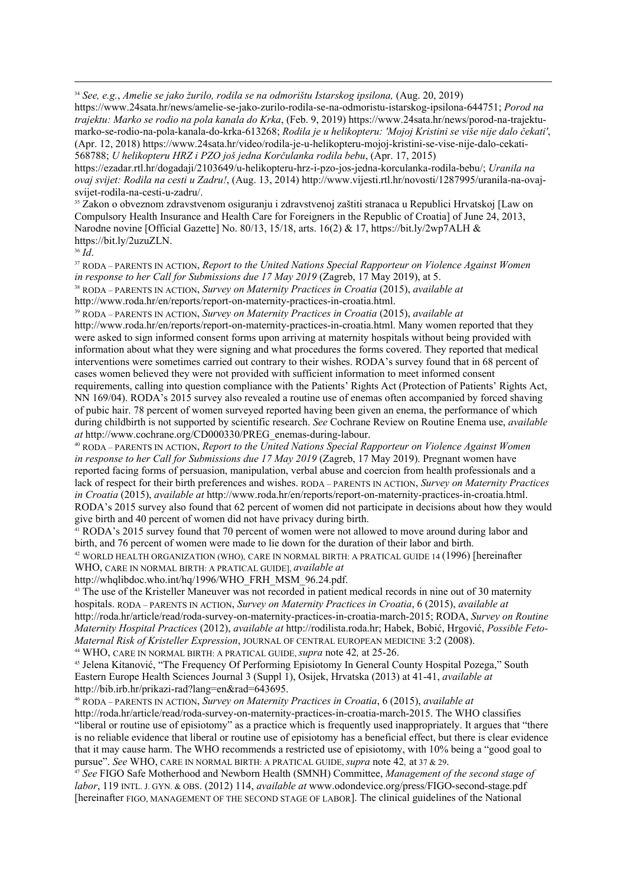[34] *See, e.g.*, *Amelie se jako žurilo, rodila se na odmorištu Istarskog ipsilona,* (Aug. 20, 2019) https://www.24sata.hr/news/amelie-se-jako-zurilo-rodila-se-na-odmoristu-istarskog-ipsilona-644751; *Porod na trajektu: Marko se rodio na pola kanala do Krka*, (Feb. 9, 2019) https://www.24sata.hr/news/porod-na-trajektu-marko-se-rodio-na-pola-kanala-do-krka-613268; *Rodila je u helikopteru: 'Mojoj Kristini se više nije dalo čekati'*, (Apr. 12, 2018) https://www.24sata.hr/video/rodila-je-u-helikopteru-mojoj-kristini-se-vise-nije-dalo-cekati-568788; *U helikopteru HRZ i PZO još jedna Korčulanka rodila bebu*, (Apr. 17, 2015) https://ezadar.rtl.hr/dogadaji/2103649/u-helikopteru-hrz-i-pzo-jos-jedna-korculanka-rodila-bebu/; *Uranila na ovaj svijet: Rodila na cesti u Zadru!*, (Aug. 13, 2014) http://www.vijesti.rtl.hr/novosti/1287995/uranila-na-ovaj-svijet-rodila-na-cesti-u-zadru/.

[35] Zakon o obveznom zdravstvenom osiguranju i zdravstvenoj zaštiti stranaca u Republici Hrvatskoj [Law on Compulsory Health Insurance and Health Care for Foreigners in the Republic of Croatia] of June 24, 2013, Narodne novine [Official Gazette] No. 80/13, 15/18, arts. 16(2) & 17, https://bit.ly/2wp7ALH & https://bit.ly/2uzuZLN.

[36] *Id*.

[37] RODA – PARENTS IN ACTION, *Report to the United Nations Special Rapporteur on Violence Against Women in response to her Call for Submissions due 17 May 2019* (Zagreb, 17 May 2019), at 5.

[38] RODA – PARENTS IN ACTION, *Survey on Maternity Practices in Croatia* (2015), *available at* http://www.roda.hr/en/reports/report-on-maternity-practices-in-croatia.html.

[39] RODA – PARENTS IN ACTION, *Survey on Maternity Practices in Croatia* (2015), *available at* http://www.roda.hr/en/reports/report-on-maternity-practices-in-croatia.html. Many women reported that they were asked to sign informed consent forms upon arriving at maternity hospitals without being provided with information about what they were signing and what procedures the forms covered. They reported that medical interventions were sometimes carried out contrary to their wishes. RODA's survey found that in 68 percent of cases women believed they were not provided with sufficient information to meet informed consent requirements, calling into question compliance with the Patients' Rights Act (Protection of Patients' Rights Act, NN 169/04). RODA's 2015 survey also revealed a routine use of enemas often accompanied by forced shaving of pubic hair. 78 percent of women surveyed reported having been given an enema, the performance of which during childbirth is not supported by scientific research. *See* Cochrane Review on Routine Enema use, *available at* http://www.cochrane.org/CD000330/PREG_enemas-during-labour.

[40] RODA – PARENTS IN ACTION, *Report to the United Nations Special Rapporteur on Violence Against Women in response to her Call for Submissions due 17 May 2019* (Zagreb, 17 May 2019). Pregnant women have reported facing forms of persuasion, manipulation, verbal abuse and coercion from health professionals and a lack of respect for their birth preferences and wishes. RODA – PARENTS IN ACTION, *Survey on Maternity Practices in Croatia* (2015), *available at* http://www.roda.hr/en/reports/report-on-maternity-practices-in-croatia.html. RODA's 2015 survey also found that 62 percent of women did not participate in decisions about how they would give birth and 40 percent of women did not have privacy during birth.

[41] RODA's 2015 survey found that 70 percent of women were not allowed to move around during labor and birth, and 76 percent of women were made to lie down for the duration of their labor and birth.

[42] WORLD HEALTH ORGANIZATION (WHO), CARE IN NORMAL BIRTH: A PRATICAL GUIDE 14 (1996) [hereinafter WHO, CARE IN NORMAL BIRTH: A PRATICAL GUIDE], *available at* http://whqlibdoc.who.int/hq/1996/WHO_FRH_MSM_96.24.pdf.

[43] The use of the Kristeller Maneuver was not recorded in patient medical records in nine out of 30 maternity hospitals. RODA – PARENTS IN ACTION, *Survey on Maternity Practices in Croatia*, 6 (2015), *available at* http://roda.hr/article/read/roda-survey-on-maternity-practices-in-croatia-march-2015; RODA, *Survey on Routine Maternity Hospital Practices* (2012), *available at* http://rodilista.roda.hr; Habek, Bobić, Hrgović, *Possible Feto-Maternal Risk of Kristeller Expression*, JOURNAL OF CENTRAL EUROPEAN MEDICINE 3:2 (2008).

[44] WHO, CARE IN NORMAL BIRTH: A PRATICAL GUIDE, *supra* note 42*,* at 25-26.

[45] Jelena Kitanović, "The Frequency Of Performing Episiotomy In General County Hospital Pozega," South Eastern Europe Health Sciences Journal 3 (Suppl 1), Osijek, Hrvatska (2013) at 41-41, *available at* http://bib.irb.hr/prikazi-rad?lang=en&rad=643695.

[46] RODA – PARENTS IN ACTION, *Survey on Maternity Practices in Croatia*, 6 (2015), *available at* http://roda.hr/article/read/roda-survey-on-maternity-practices-in-croatia-march-2015. The WHO classifies "liberal or routine use of episiotomy" as a practice which is frequently used inappropriately. It argues that "there is no reliable evidence that liberal or routine use of episiotomy has a beneficial effect, but there is clear evidence that it may cause harm. The WHO recommends a restricted use of episiotomy, with 10% being a "good goal to pursue". *See* WHO, CARE IN NORMAL BIRTH: A PRATICAL GUIDE, *supra* note 42*,* at 37 & 29.

[47] *See* FIGO Safe Motherhood and Newborn Health (SMNH) Committee, *Management of the second stage of labor*, 119 INTL. J. GYN. & OBS. (2012) 114, *available at* www.odondevice.org/press/FIGO-second-stage.pdf [hereinafter FIGO, MANAGEMENT OF THE SECOND STAGE OF LABOR]. The clinical guidelines of the National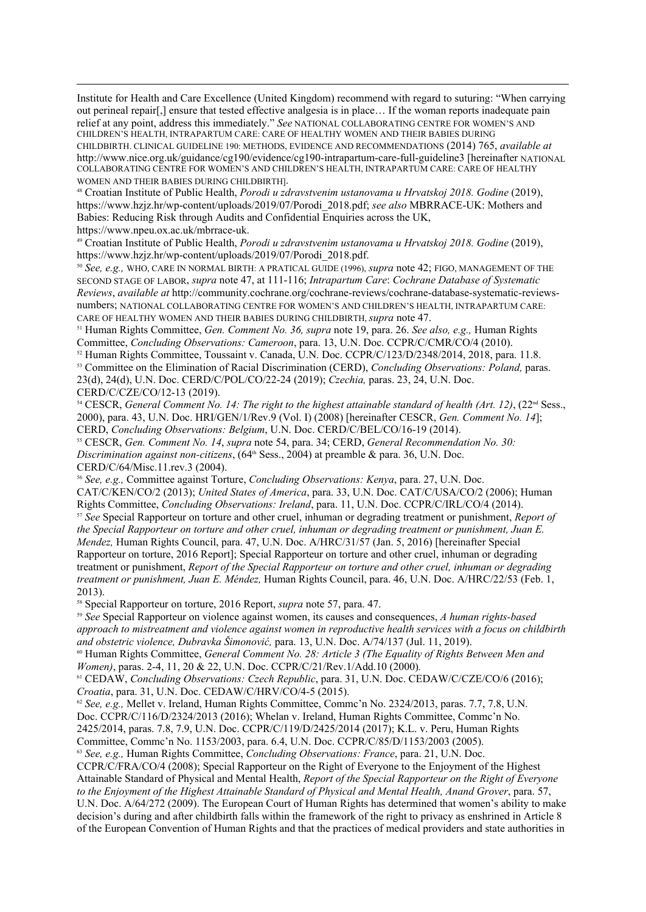Institute for Health and Care Excellence (United Kingdom) recommend with regard to suturing: "When carrying out perineal repair[,] ensure that tested effective analgesia is in place… If the woman reports inadequate pain relief at any point, address this immediately." *See* NATIONAL COLLABORATING CENTRE FOR WOMEN'S AND CHILDREN'S HEALTH, INTRAPARTUM CARE: CARE OF HEALTHY WOMEN AND THEIR BABIES DURING CHILDBIRTH. CLINICAL GUIDELINE 190: METHODS, EVIDENCE AND RECOMMENDATIONS (2014) 765, *available at* http://www.nice.org.uk/guidance/cg190/evidence/cg190-intrapartum-care-full-guideline3 [hereinafter NATIONAL COLLABORATING CENTRE FOR WOMEN'S AND CHILDREN'S HEALTH, INTRAPARTUM CARE: CARE OF HEALTHY WOMEN AND THEIR BABIES DURING CHILDBIRTH].

[48] Croatian Institute of Public Health, *Porodi u zdravstvenim ustanovama u Hrvatskoj 2018. Godine* (2019), https://www.hzjz.hr/wp-content/uploads/2019/07/Porodi_2018.pdf; *see also* MBRRACE-UK: Mothers and Babies: Reducing Risk through Audits and Confidential Enquiries across the UK, https://www.npeu.ox.ac.uk/mbrrace-uk.

[49] Croatian Institute of Public Health, *Porodi u zdravstvenim ustanovama u Hrvatskoj 2018. Godine* (2019), https://www.hzjz.hr/wp-content/uploads/2019/07/Porodi_2018.pdf.

[50] *See, e.g.,* WHO, CARE IN NORMAL BIRTH: A PRATICAL GUIDE (1996), *supra* note 42; FIGO, MANAGEMENT OF THE SECOND STAGE OF LABOR, *supra* note 47, at 111-116; *Intrapartum Care*: *Cochrane Database of Systematic Reviews*, *available at* http://community.cochrane.org/cochrane-reviews/cochrane-database-systematic-reviews-numbers; NATIONAL COLLABORATING CENTRE FOR WOMEN'S AND CHILDREN'S HEALTH, INTRAPARTUM CARE: CARE OF HEALTHY WOMEN AND THEIR BABIES DURING CHILDBIRTH, *supra* note 47.

[51] Human Rights Committee, *Gen. Comment No. 36, supra* note 19, para. 26. *See also, e.g.,* Human Rights Committee, *Concluding Observations: Cameroon*, para. 13, U.N. Doc. CCPR/C/CMR/CO/4 (2010).

[52] Human Rights Committee, Toussaint v. Canada, U.N. Doc. CCPR/C/123/D/2348/2014, 2018, para. 11.8.

[53] Committee on the Elimination of Racial Discrimination (CERD), *Concluding Observations: Poland,* paras. 23(d), 24(d), U.N. Doc. CERD/C/POL/CO/22-24 (2019); *Czechia,* paras. 23, 24, U.N. Doc. CERD/C/CZE/CO/12-13 (2019).

[54] CESCR, *General Comment No. 14: The right to the highest attainable standard of health (Art. 12)*, (22nd Sess., 2000), para. 43, U.N. Doc. HRI/GEN/1/Rev.9 (Vol. I) (2008) [hereinafter CESCR, *Gen. Comment No. 14*]; CERD, *Concluding Observations: Belgium*, U.N. Doc. CERD/C/BEL/CO/16-19 (2014).

[55] CESCR, *Gen. Comment No. 14*, *supra* note 54, para. 34; CERD, *General Recommendation No. 30: Discrimination against non-citizens*, (64th Sess., 2004) at preamble & para. 36, U.N. Doc. CERD/C/64/Misc.11.rev.3 (2004).

[56] *See, e.g.,* Committee against Torture, *Concluding Observations: Kenya*, para. 27, U.N. Doc. CAT/C/KEN/CO/2 (2013); *United States of America*, para. 33, U.N. Doc. CAT/C/USA/CO/2 (2006); Human Rights Committee, *Concluding Observations: Ireland*, para. 11, U.N. Doc. CCPR/C/IRL/CO/4 (2014).

[57] *See* Special Rapporteur on torture and other cruel, inhuman or degrading treatment or punishment, *Report of the Special Rapporteur on torture and other cruel, inhuman or degrading treatment or punishment, Juan E. Mendez,* Human Rights Council, para. 47, U.N. Doc. A/HRC/31/57 (Jan. 5, 2016) [hereinafter Special Rapporteur on torture, 2016 Report]; Special Rapporteur on torture and other cruel, inhuman or degrading treatment or punishment, *Report of the Special Rapporteur on torture and other cruel, inhuman or degrading treatment or punishment, Juan E. Méndez,* Human Rights Council, para. 46, U.N. Doc. A/HRC/22/53 (Feb. 1, 2013).

[58] Special Rapporteur on torture, 2016 Report, *supra* note 57, para. 47.

[59] *See* Special Rapporteur on violence against women, its causes and consequences, *A human rights-based approach to mistreatment and violence against women in reproductive health services with a focus on childbirth and obstetric violence, Dubravka Šimonović,* para. 13, U.N. Doc. A/74/137 (Jul. 11, 2019).

[60] Human Rights Committee, *General Comment No. 28: Article 3 (The Equality of Rights Between Men and Women)*, paras. 2-4, 11, 20 & 22, U.N. Doc. CCPR/C/21/Rev.1/Add.10 (2000).

[61] CEDAW, *Concluding Observations: Czech Republic*, para. 31, U.N. Doc. CEDAW/C/CZE/CO/6 (2016); *Croatia*, para. 31, U.N. Doc. CEDAW/C/HRV/CO/4-5 (2015).

[62] *See, e.g.,* Mellet v. Ireland, Human Rights Committee, Commc'n No. 2324/2013, paras. 7.7, 7.8, U.N. Doc. CCPR/C/116/D/2324/2013 (2016); Whelan v. Ireland, Human Rights Committee, Commc'n No. 2425/2014, paras. 7.8, 7.9, U.N. Doc. CCPR/C/119/D/2425/2014 (2017); K.L. v. Peru, Human Rights Committee, Commc'n No. 1153/2003, para. 6.4, U.N. Doc. CCPR/C/85/D/1153/2003 (2005).

[63] *See, e.g.,* Human Rights Committee, *Concluding Observations: France*, para. 21, U.N. Doc. CCPR/C/FRA/CO/4 (2008); Special Rapporteur on the Right of Everyone to the Enjoyment of the Highest Attainable Standard of Physical and Mental Health, *Report of the Special Rapporteur on the Right of Everyone to the Enjoyment of the Highest Attainable Standard of Physical and Mental Health, Anand Grover*, para. 57, U.N. Doc. A/64/272 (2009). The European Court of Human Rights has determined that women's ability to make decision's during and after childbirth falls within the framework of the right to privacy as enshrined in Article 8 of the European Convention of Human Rights and that the practices of medical providers and state authorities in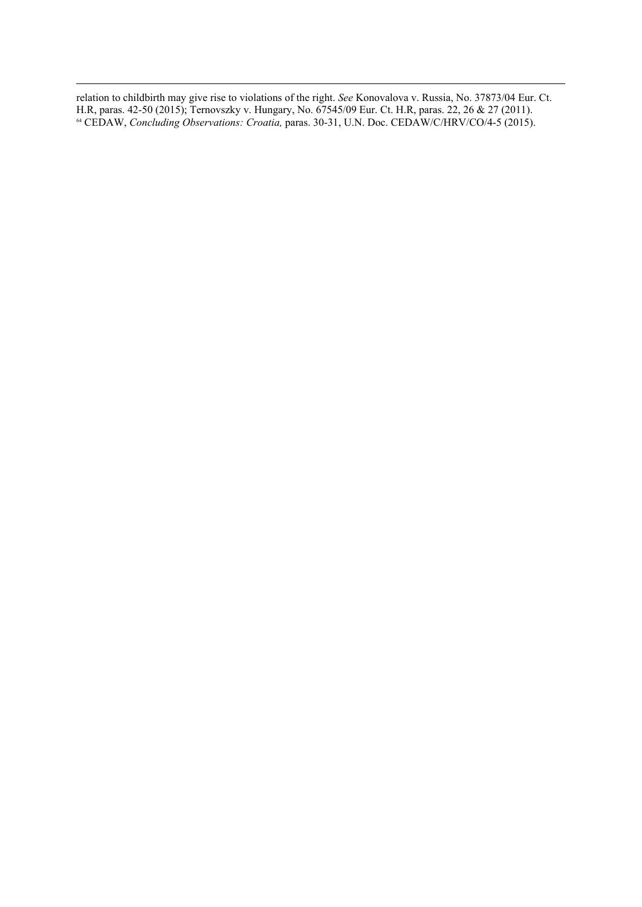relation to childbirth may give rise to violations of the right. *See* Konovalova v. Russia, No. 37873/04 Eur. Ct. H.R, paras. 42-50 (2015); Ternovszky v. Hungary, No. 67545/09 Eur. Ct. H.R, paras. 22, 26 & 27 (2011).

[64] CEDAW, *Concluding Observations: Croatia,* paras. 30-31, U.N. Doc. CEDAW/C/HRV/CO/4-5 (2015).